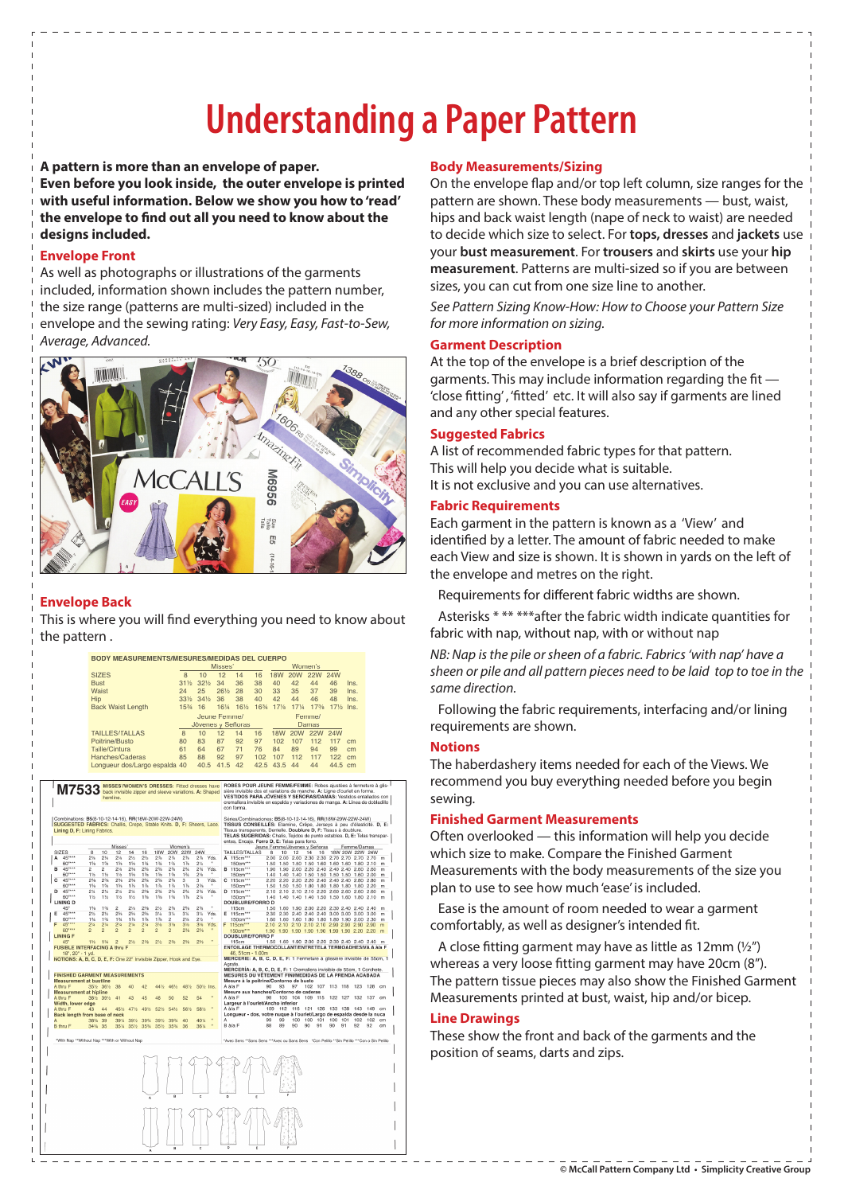# Understanding a Paper Pattern

**A pattern is more than an envelope of paper. Even before you look inside, the outer envelope is printed with useful information. Below we show you how to 'read' the envelope to find out all you need to know about the designs included.**

## Envelope Front

As well as photographs or illustrations of the garments included, information shown includes the pattern number, the size range (patterns are multi-sized) included in the envelope and the sewing rating: *Very Easy, Easy, Fast-to-Sew, Average, Advanced.*

## Envelope Back

This is where you will find everything you need to know about the pattern .

**BODY MEASUREMENTS/MESURES/MEDIDAS DEL CUERPO**

| | Misses' | | | | | Women's | | | | | |
|---|---|---|---|---|---|---|---|---|---|---|---|
| SIZES | 8 | 10 | 12 | 14 | 16 | 18W | 20W | 22W | 24W | | |
| Bust | 31½ | 32½ | 34 | 36 | 38 | 40 | 42 | 44 | 46 | Ins. | |
| Waist | 24 | 25 | 26½ | 28 | 30 | 33 | 35 | 37 | 39 | Ins. | |
| Hip | 33½ | 34½ | 36 | 38 | 40 | 42 | 44 | 46 | 48 | Ins. | |
| Back Waist Length | 15¾ | 16 | 16¼ | 16½ | 16¾ | 17¼ | 17⅜ | 17½ | 17⅝ | 17¾ | Ins. |
| | Jeune Femme/ Jóvenes y Señoras | | | | | Femme/ Damas | | | | | |
| TAILLES/TALLAS | 8 | 10 | 12 | 14 | 16 | 18W | 20W | 22W | 24W | | |
| Poitrine/Busto | 80 | 83 | 87 | 92 | 97 | 102 | 107 | 112 | 117 | cm | |
| Taille/Cintura | 61 | 64 | 67 | 71 | 76 | 84 | 89 | 94 | 99 | cm | |
| Hanches/Caderas | 85 | 88 | 92 | 97 | 102 | 107 | 112 | 117 | 122 | cm | |
| Longueur dos/Largo espalda | 40 | 40.5 | 41.5 | 42 | 42.5 | 43.5 | 44 | 44 | 44.5 | cm | |

## Body Measurements/Sizing

On the envelope flap and/or top left column, size ranges for the pattern are shown. These body measurements — bust, waist, hips and back waist length (nape of neck to waist) are needed to decide which size to select. For **tops, dresses** and **jackets** use your **bust measurement**. For **trousers** and **skirts** use your **hip measurement**. Patterns are multi-sized so if you are between sizes, you can cut from one size line to another.

*See Pattern Sizing Know-How: How to Choose your Pattern Size for more information on sizing.*

## Garment Description

At the top of the envelope is a brief description of the garments. This may include information regarding the fit — 'close fitting', 'fitted' etc. It will also say if garments are lined and any other special features.

## Suggested Fabrics

A list of recommended fabric types for that pattern. This will help you decide what is suitable. It is not exclusive and you can use alternatives.

## Fabric Requirements

Each garment in the pattern is known as a 'View' and identified by a letter. The amount of fabric needed to make each View and size is shown. It is shown in yards on the left of the envelope and metres on the right.

Requirements for different fabric widths are shown.

Asterisks * ** ***after the fabric width indicate quantities for fabric with nap, without nap, with or without nap

*NB: Nap is the pile or sheen of a fabric. Fabrics 'with nap' have a sheen or pile and all pattern pieces need to be laid top to toe in the same direction.*

Following the fabric requirements, interfacing and/or lining requirements are shown.

## Notions

The haberdashery items needed for each of the Views. We recommend you buy everything needed before you begin sewing.

## Finished Garment Measurements

Often overlooked — this information will help you decide which size to make. Compare the Finished Garment Measurements with the body measurements of the size you plan to use to see how much 'ease' is included.

Ease is the amount of room needed to wear a garment comfortably, as well as designer's intended fit.

A close fitting garment may have as little as 12mm (½") whereas a very loose fitting garment may have 20cm (8"). The pattern tissue pieces may also show the Finished Garment Measurements printed at bust, waist, hip and/or bicep.

## Line Drawings

These show the front and back of the garments and the position of seams, darts and zips.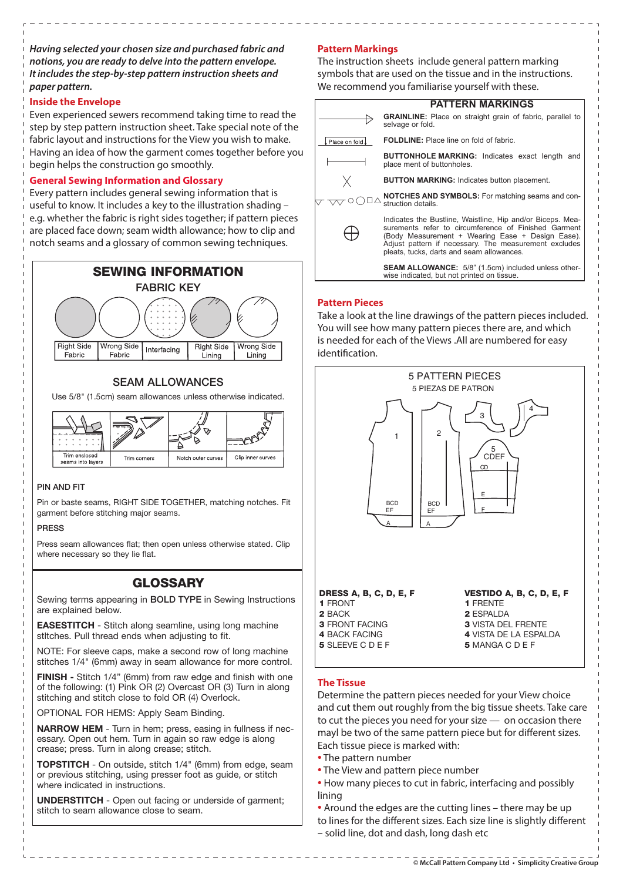***Having selected your chosen size and purchased fabric and notions, you are ready to delve into the pattern envelope. It includes the step-by-step pattern instruction sheets and paper pattern.***

## Inside the Envelope

Even experienced sewers recommend taking time to read the step by step pattern instruction sheet. Take special note of the fabric layout and instructions for the View you wish to make. Having an idea of how the garment comes together before you begin helps the construction go smoothly.

## General Sewing Information and Glossary

Every pattern includes general sewing information that is useful to know. It includes a key to the illustration shading – e.g. whether the fabric is right sides together; if pattern pieces are placed face down; seam width allowance; how to clip and notch seams and a glossary of common sewing techniques.

### SEWING INFORMATION

#### FABRIC KEY

| Right Side Fabric | Wrong Side Fabric | Interfacing | Right Side Lining | Wrong Side Lining |
|---|---|---|---|---|

#### SEAM ALLOWANCES

Use 5/8" (1.5cm) seam allowances unless otherwise indicated.

| Trim enclosed seams into layers | Trim corners | Notch outer curves | Clip inner curves |
|---|---|---|---|

#### PIN AND FIT

Pin or baste seams, RIGHT SIDE TOGETHER, matching notches. Fit garment before stitching major seams.

#### PRESS

Press seam allowances flat; then open unless otherwise stated. Clip where necessary so they lie flat.

### GLOSSARY

Sewing terms appearing in **BOLD TYPE** in Sewing Instructions are explained below.

**EASESTITCH** - Stitch along seamline, using long machine stltches. Pull thread ends when adjusting to fit.

NOTE: For sleeve caps, make a second row of long machine stitches 1/4" (6mm) away in seam allowance for more control.

**FINISH** - Stitch 1/4" (6mm) from raw edge and finish with one of the following: (1) Pink OR (2) Overcast OR (3) Turn in along stitching and stitch close to fold OR (4) Overlock.

OPTIONAL FOR HEMS: Apply Seam Binding.

**NARROW HEM** - Turn in hem; press, easing in fullness if necessary. Open out hem. Turn in again so raw edge is along crease; press. Turn in along crease; stitch.

**TOPSTITCH** - On outside, stitch 1/4" (6mm) from edge, seam or previous stitching, using presser foot as guide, or stitch where indicated in instructions.

**UNDERSTITCH** - Open out facing or underside of garment; stitch to seam allowance close to seam.

## Pattern Markings

The instruction sheets include general pattern marking symbols that are used on the tissue and in the instructions. We recommend you familiarise yourself with these.

### PATTERN MARKINGS

**GRAINLINE:** Place on straight grain of fabric, parallel to selvage or fold.

Place on fold — **FOLDLINE:** Place line on fold of fabric.

**BUTTONHOLE MARKING:** Indicates exact length and place ment of buttonholes.

**BUTTON MARKING:** Indicates button placement.

**NOTCHES AND SYMBOLS:** For matching seams and construction details.

Indicates the Bustline, Waistline, Hip and/or Biceps. Measurements refer to circumference of Finished Garment (Body Measurement + Wearing Ease + Design Ease). Adjust pattern if necessary. The measurement excludes pleats, tucks, darts and seam allowances.

**SEAM ALLOWANCE:** 5/8" (1.5cm) included unless otherwise indicated, but not printed on tissue.

## Pattern Pieces

Take a look at the line drawings of the pattern pieces included. You will see how many pattern pieces there are, and which is needed for each of the Views .All are numbered for easy identification.

5 PATTERN PIECES
5 PIEZAS DE PATRON

**DRESS A, B, C, D, E, F**
**1** FRONT
**2** BACK
**3** FRONT FACING
**4** BACK FACING
**5** SLEEVE C D E F

**VESTIDO A, B, C, D, E, F**
**1** FRENTE
**2** ESPALDA
**3** VISTA DEL FRENTE
**4** VISTA DE LA ESPALDA
**5** MANGA C D E F

## The Tissue

Determine the pattern pieces needed for your View choice and cut them out roughly from the big tissue sheets. Take care to cut the pieces you need for your size — on occasion there mayl be two of the same pattern piece but for different sizes. Each tissue piece is marked with:

- The pattern number
- The View and pattern piece number
- How many pieces to cut in fabric, interfacing and possibly lining
- Around the edges are the cutting lines – there may be up to lines for the different sizes. Each size line is slightly different – solid line, dot and dash, long dash etc

© McCall Pattern Company Ltd • Simplicity Creative Group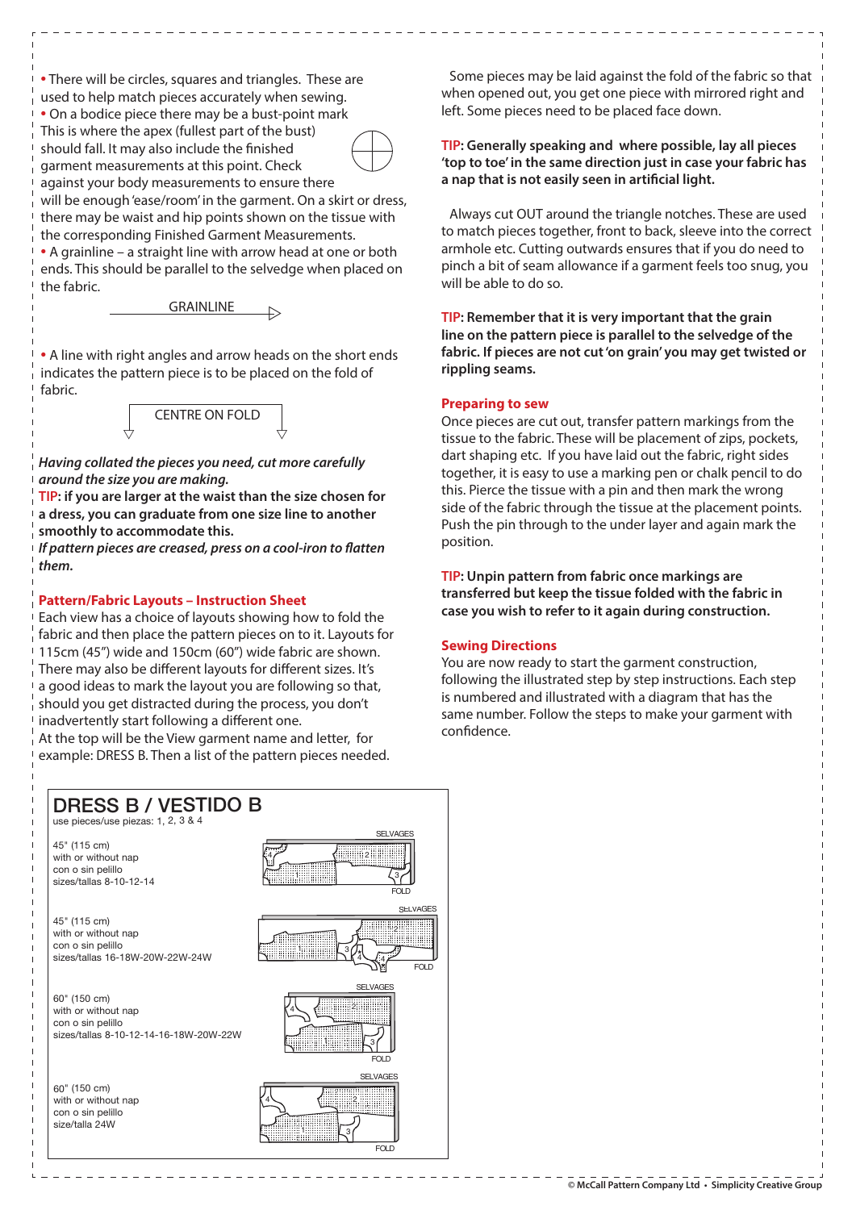- There will be circles, squares and triangles. These are used to help match pieces accurately when sewing.
- On a bodice piece there may be a bust-point mark This is where the apex (fullest part of the bust) should fall. It may also include the finished garment measurements at this point. Check against your body measurements to ensure there will be enough 'ease/room' in the garment. On a skirt or dress, there may be waist and hip points shown on the tissue with the corresponding Finished Garment Measurements.
- A grainline – a straight line with arrow head at one or both ends. This should be parallel to the selvedge when placed on the fabric.

GRAINLINE

- A line with right angles and arrow heads on the short ends indicates the pattern piece is to be placed on the fold of fabric.

CENTRE ON FOLD

***Having collated the pieces you need, cut more carefully around the size you are making.***

**TIP: if you are larger at the waist than the size chosen for a dress, you can graduate from one size line to another smoothly to accommodate this.**

***If pattern pieces are creased, press on a cool-iron to flatten them.***

## Pattern/Fabric Layouts – Instruction Sheet

Each view has a choice of layouts showing how to fold the fabric and then place the pattern pieces on to it. Layouts for 115cm (45") wide and 150cm (60") wide fabric are shown. There may also be different layouts for different sizes. It's a good ideas to mark the layout you are following so that, should you get distracted during the process, you don't inadvertently start following a different one.

At the top will be the View garment name and letter, for example: DRESS B. Then a list of the pattern pieces needed.

DRESS B / VESTIDO B

use pieces/use piezas: 1, 2, 3 & 4

45" (115 cm)
with or without nap
con o sin pelillo
sizes/tallas 8-10-12-14

SELVAGES
4
2
1
3
FOLD

45" (115 cm)
with or without nap
con o sin pelillo
sizes/tallas 16-18W-20W-22W-24W

SELVAGES
2
1
3
4
4
FOLD

60" (150 cm)
with or without nap
con o sin pelillo
sizes/tallas 8-10-12-14-16-18W-20W-22W

SELVAGES
4
2
1
3
FOLD

60" (150 cm)
with or without nap
con o sin pelillo
size/talla 24W

SELVAGES
4
2
1
3
FOLD

Some pieces may be laid against the fold of the fabric so that when opened out, you get one piece with mirrored right and left. Some pieces need to be placed face down.

**TIP: Generally speaking and where possible, lay all pieces 'top to toe' in the same direction just in case your fabric has a nap that is not easily seen in artificial light.**

Always cut OUT around the triangle notches. These are used to match pieces together, front to back, sleeve into the correct armhole etc. Cutting outwards ensures that if you do need to pinch a bit of seam allowance if a garment feels too snug, you will be able to do so.

**TIP: Remember that it is very important that the grain line on the pattern piece is parallel to the selvedge of the fabric. If pieces are not cut 'on grain' you may get twisted or rippling seams.**

## Preparing to sew

Once pieces are cut out, transfer pattern markings from the tissue to the fabric. These will be placement of zips, pockets, dart shaping etc. If you have laid out the fabric, right sides together, it is easy to use a marking pen or chalk pencil to do this. Pierce the tissue with a pin and then mark the wrong side of the fabric through the tissue at the placement points. Push the pin through to the under layer and again mark the position.

**TIP: Unpin pattern from fabric once markings are transferred but keep the tissue folded with the fabric in case you wish to refer to it again during construction.**

## Sewing Directions

You are now ready to start the garment construction, following the illustrated step by step instructions. Each step is numbered and illustrated with a diagram that has the same number. Follow the steps to make your garment with confidence.

© McCall Pattern Company Ltd • Simplicity Creative Group